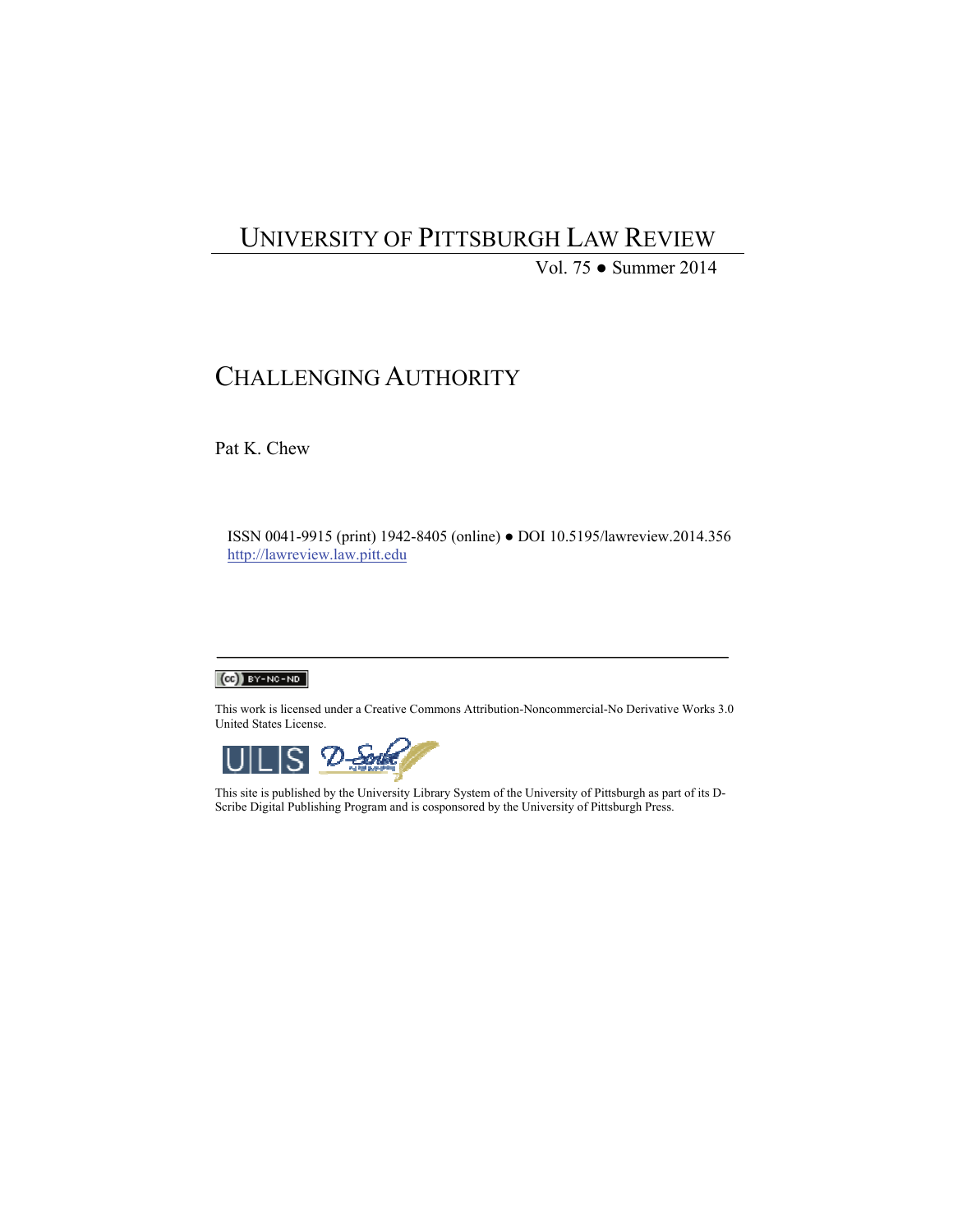# UNIVERSITY OF PITTSBURGH LAW REVIEW

Vol. 75 ● Summer 2014

## CHALLENGING AUTHORITY

Pat K. Chew

ISSN 0041-9915 (print) 1942-8405 (online) ● DOI 10.5195/lawreview.2014.356
http://lawreview.law.pitt.edu

This work is licensed under a Creative Commons Attribution-Noncommercial-No Derivative Works 3.0 United States License.

This site is published by the University Library System of the University of Pittsburgh as part of its D-Scribe Digital Publishing Program and is cosponsored by the University of Pittsburgh Press.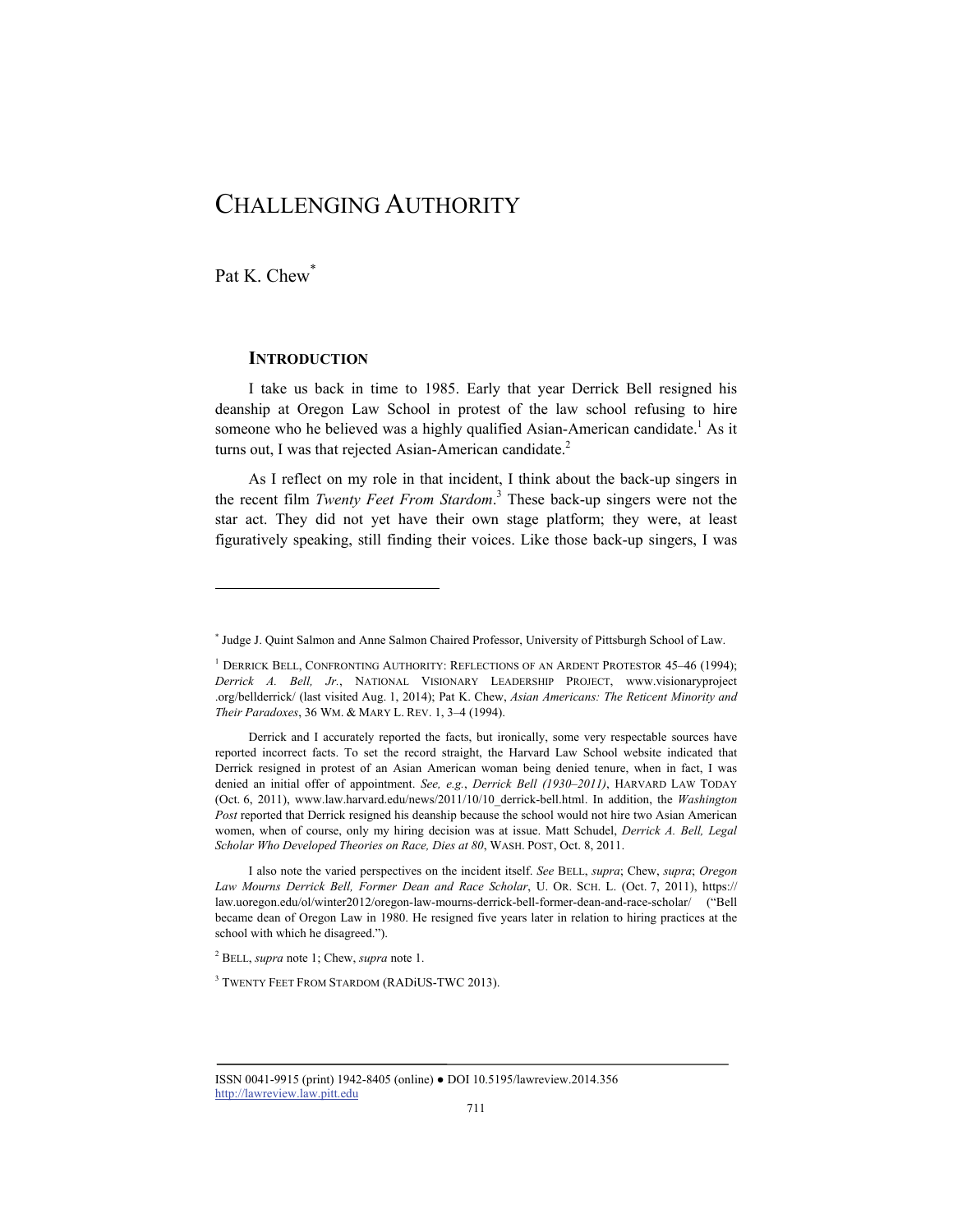# CHALLENGING AUTHORITY

Pat K. Chew[*]

### INTRODUCTION

I take us back in time to 1985. Early that year Derrick Bell resigned his deanship at Oregon Law School in protest of the law school refusing to hire someone who he believed was a highly qualified Asian-American candidate.[1] As it turns out, I was that rejected Asian-American candidate.[2]

As I reflect on my role in that incident, I think about the back-up singers in the recent film *Twenty Feet From Stardom*.[3] These back-up singers were not the star act. They did not yet have their own stage platform; they were, at least figuratively speaking, still finding their voices. Like those back-up singers, I was

---

[*] Judge J. Quint Salmon and Anne Salmon Chaired Professor, University of Pittsburgh School of Law.

[1] DERRICK BELL, CONFRONTING AUTHORITY: REFLECTIONS OF AN ARDENT PROTESTOR 45–46 (1994); *Derrick A. Bell, Jr.*, NATIONAL VISIONARY LEADERSHIP PROJECT, www.visionaryproject .org/bellderrick/ (last visited Aug. 1, 2014); Pat K. Chew, *Asian Americans: The Reticent Minority and Their Paradoxes*, 36 WM. & MARY L. REV. 1, 3–4 (1994).

Derrick and I accurately reported the facts, but ironically, some very respectable sources have reported incorrect facts. To set the record straight, the Harvard Law School website indicated that Derrick resigned in protest of an Asian American woman being denied tenure, when in fact, I was denied an initial offer of appointment. *See, e.g.*, *Derrick Bell (1930–2011)*, HARVARD LAW TODAY (Oct. 6, 2011), www.law.harvard.edu/news/2011/10/10_derrick-bell.html. In addition, the *Washington Post* reported that Derrick resigned his deanship because the school would not hire two Asian American women, when of course, only my hiring decision was at issue. Matt Schudel, *Derrick A. Bell, Legal Scholar Who Developed Theories on Race, Dies at 80*, WASH. POST, Oct. 8, 2011.

I also note the varied perspectives on the incident itself. *See* BELL, *supra*; Chew, *supra*; *Oregon Law Mourns Derrick Bell, Former Dean and Race Scholar*, U. OR. SCH. L. (Oct. 7, 2011), https:// law.uoregon.edu/ol/winter2012/oregon-law-mourns-derrick-bell-former-dean-and-race-scholar/ ("Bell became dean of Oregon Law in 1980. He resigned five years later in relation to hiring practices at the school with which he disagreed.").

[2] BELL, *supra* note 1; Chew, *supra* note 1.

[3] TWENTY FEET FROM STARDOM (RADiUS-TWC 2013).

ISSN 0041-9915 (print) 1942-8405 (online) ● DOI 10.5195/lawreview.2014.356
http://lawreview.law.pitt.edu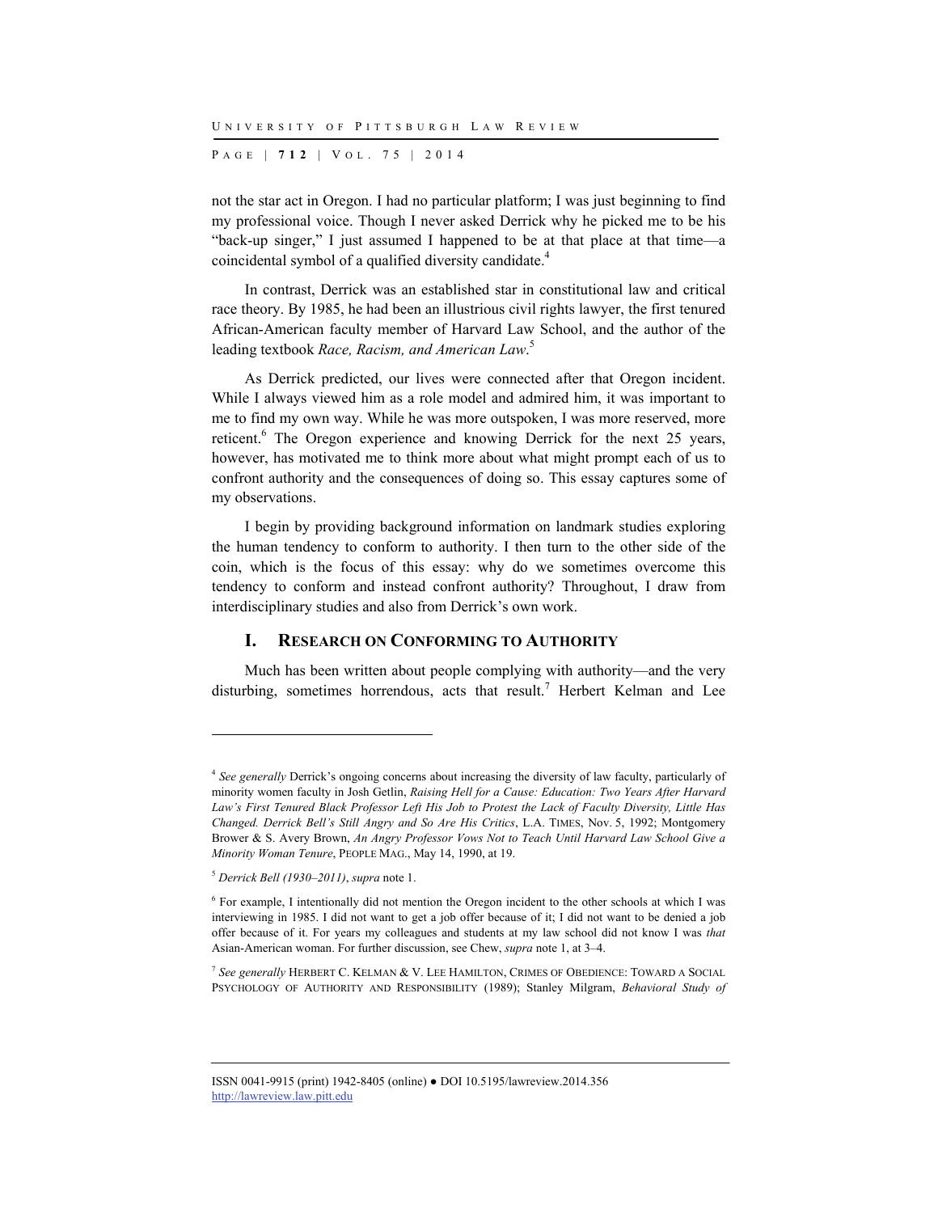not the star act in Oregon. I had no particular platform; I was just beginning to find my professional voice. Though I never asked Derrick why he picked me to be his "back-up singer," I just assumed I happened to be at that place at that time—a coincidental symbol of a qualified diversity candidate.[4]

In contrast, Derrick was an established star in constitutional law and critical race theory. By 1985, he had been an illustrious civil rights lawyer, the first tenured African-American faculty member of Harvard Law School, and the author of the leading textbook *Race, Racism, and American Law*.[5]

As Derrick predicted, our lives were connected after that Oregon incident. While I always viewed him as a role model and admired him, it was important to me to find my own way. While he was more outspoken, I was more reserved, more reticent.[6] The Oregon experience and knowing Derrick for the next 25 years, however, has motivated me to think more about what might prompt each of us to confront authority and the consequences of doing so. This essay captures some of my observations.

I begin by providing background information on landmark studies exploring the human tendency to conform to authority. I then turn to the other side of the coin, which is the focus of this essay: why do we sometimes overcome this tendency to conform and instead confront authority? Throughout, I draw from interdisciplinary studies and also from Derrick's own work.

## I. Research on Conforming to Authority

Much has been written about people complying with authority—and the very disturbing, sometimes horrendous, acts that result.[7] Herbert Kelman and Lee

---

[4] *See generally* Derrick's ongoing concerns about increasing the diversity of law faculty, particularly of minority women faculty in Josh Getlin, *Raising Hell for a Cause: Education: Two Years After Harvard Law's First Tenured Black Professor Left His Job to Protest the Lack of Faculty Diversity, Little Has Changed. Derrick Bell's Still Angry and So Are His Critics*, L.A. TIMES, Nov. 5, 1992; Montgomery Brower & S. Avery Brown, *An Angry Professor Vows Not to Teach Until Harvard Law School Give a Minority Woman Tenure*, PEOPLE MAG., May 14, 1990, at 19.

[5] *Derrick Bell (1930–2011)*, *supra* note 1.

[6] For example, I intentionally did not mention the Oregon incident to the other schools at which I was interviewing in 1985. I did not want to get a job offer because of it; I did not want to be denied a job offer because of it. For years my colleagues and students at my law school did not know I was *that* Asian-American woman. For further discussion, see Chew, *supra* note 1, at 3–4.

[7] *See generally* HERBERT C. KELMAN & V. LEE HAMILTON, CRIMES OF OBEDIENCE: TOWARD A SOCIAL PSYCHOLOGY OF AUTHORITY AND RESPONSIBILITY (1989); Stanley Milgram, *Behavioral Study of*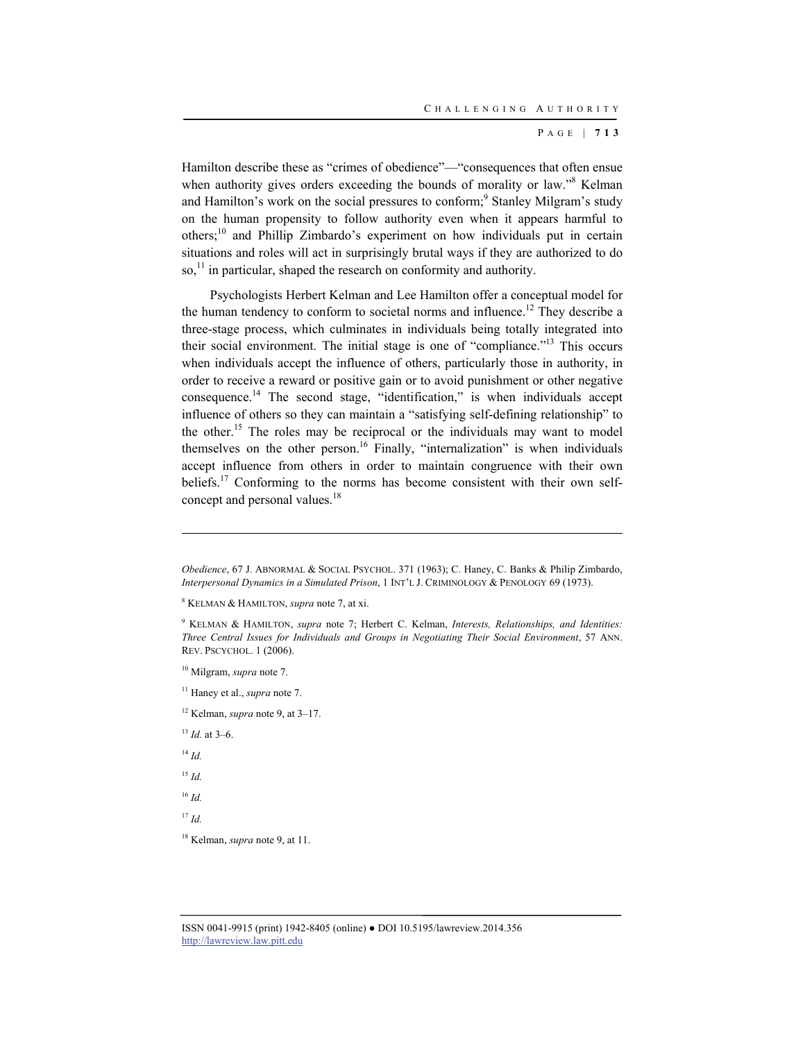Hamilton describe these as "crimes of obedience"—"consequences that often ensue when authority gives orders exceeding the bounds of morality or law."[8] Kelman and Hamilton's work on the social pressures to conform;[9] Stanley Milgram's study on the human propensity to follow authority even when it appears harmful to others;[10] and Phillip Zimbardo's experiment on how individuals put in certain situations and roles will act in surprisingly brutal ways if they are authorized to do so,[11] in particular, shaped the research on conformity and authority.

Psychologists Herbert Kelman and Lee Hamilton offer a conceptual model for the human tendency to conform to societal norms and influence.[12] They describe a three-stage process, which culminates in individuals being totally integrated into their social environment. The initial stage is one of "compliance."[13] This occurs when individuals accept the influence of others, particularly those in authority, in order to receive a reward or positive gain or to avoid punishment or other negative consequence.[14] The second stage, "identification," is when individuals accept influence of others so they can maintain a "satisfying self-defining relationship" to the other.[15] The roles may be reciprocal or the individuals may want to model themselves on the other person.[16] Finally, "internalization" is when individuals accept influence from others in order to maintain congruence with their own beliefs.[17] Conforming to the norms has become consistent with their own self-concept and personal values.[18]

---

*Obedience*, 67 J. ABNORMAL & SOCIAL PSYCHOL. 371 (1963); C. Haney, C. Banks & Philip Zimbardo, *Interpersonal Dynamics in a Simulated Prison*, 1 INT'L J. CRIMINOLOGY & PENOLOGY 69 (1973).

[8] KELMAN & HAMILTON, *supra* note 7, at xi.

[9] KELMAN & HAMILTON, *supra* note 7; Herbert C. Kelman, *Interests, Relationships, and Identities: Three Central Issues for Individuals and Groups in Negotiating Their Social Environment*, 57 ANN. REV. PSCYCHOL. 1 (2006).

[10] Milgram, *supra* note 7.

[11] Haney et al., *supra* note 7.

[12] Kelman, *supra* note 9, at 3–17.

[13] *Id.* at 3–6.

[14] *Id.*

[15] *Id.*

[16] *Id.*

[17] *Id.*

[18] Kelman, *supra* note 9, at 11.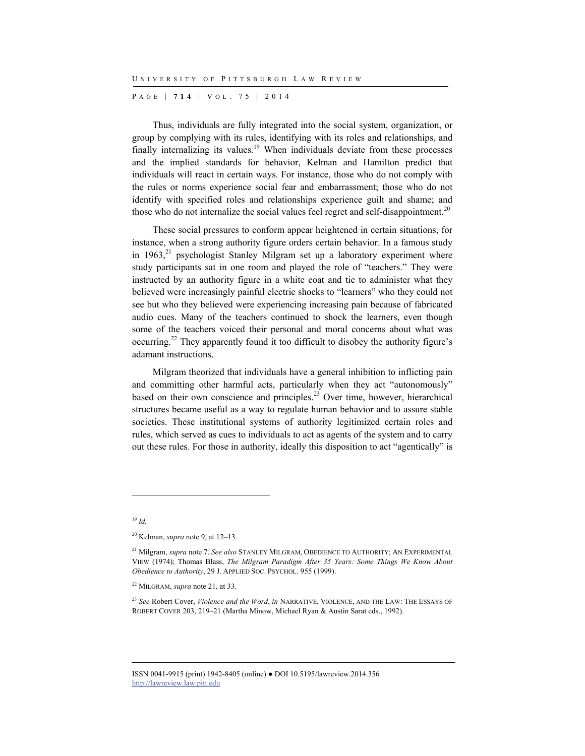Thus, individuals are fully integrated into the social system, organization, or group by complying with its rules, identifying with its roles and relationships, and finally internalizing its values.[19] When individuals deviate from these processes and the implied standards for behavior, Kelman and Hamilton predict that individuals will react in certain ways. For instance, those who do not comply with the rules or norms experience social fear and embarrassment; those who do not identify with specified roles and relationships experience guilt and shame; and those who do not internalize the social values feel regret and self-disappointment.[20]

These social pressures to conform appear heightened in certain situations, for instance, when a strong authority figure orders certain behavior. In a famous study in 1963,[21] psychologist Stanley Milgram set up a laboratory experiment where study participants sat in one room and played the role of "teachers." They were instructed by an authority figure in a white coat and tie to administer what they believed were increasingly painful electric shocks to "learners" who they could not see but who they believed were experiencing increasing pain because of fabricated audio cues. Many of the teachers continued to shock the learners, even though some of the teachers voiced their personal and moral concerns about what was occurring.[22] They apparently found it too difficult to disobey the authority figure's adamant instructions.

Milgram theorized that individuals have a general inhibition to inflicting pain and committing other harmful acts, particularly when they act "autonomously" based on their own conscience and principles.[23] Over time, however, hierarchical structures became useful as a way to regulate human behavior and to assure stable societies. These institutional systems of authority legitimized certain roles and rules, which served as cues to individuals to act as agents of the system and to carry out these rules. For those in authority, ideally this disposition to act "agentically" is

---

[19] *Id.*

[20] Kelman, *supra* note 9, at 12–13.

[21] Milgram, *supra* note 7. *See also* STANLEY MILGRAM, OBEDIENCE TO AUTHORITY; AN EXPERIMENTAL VIEW (1974); Thomas Blass, *The Milgram Paradigm After 35 Years: Some Things We Know About Obedience to Authority*, 29 J. APPLIED SOC. PSYCHOL. 955 (1999).

[22] MILGRAM, *supra* note 21, at 33.

[23] *See* Robert Cover, *Violence and the Word*, *in* NARRATIVE, VIOLENCE, AND THE LAW: THE ESSAYS OF ROBERT COVER 203, 219–21 (Martha Minow, Michael Ryan & Austin Sarat eds., 1992).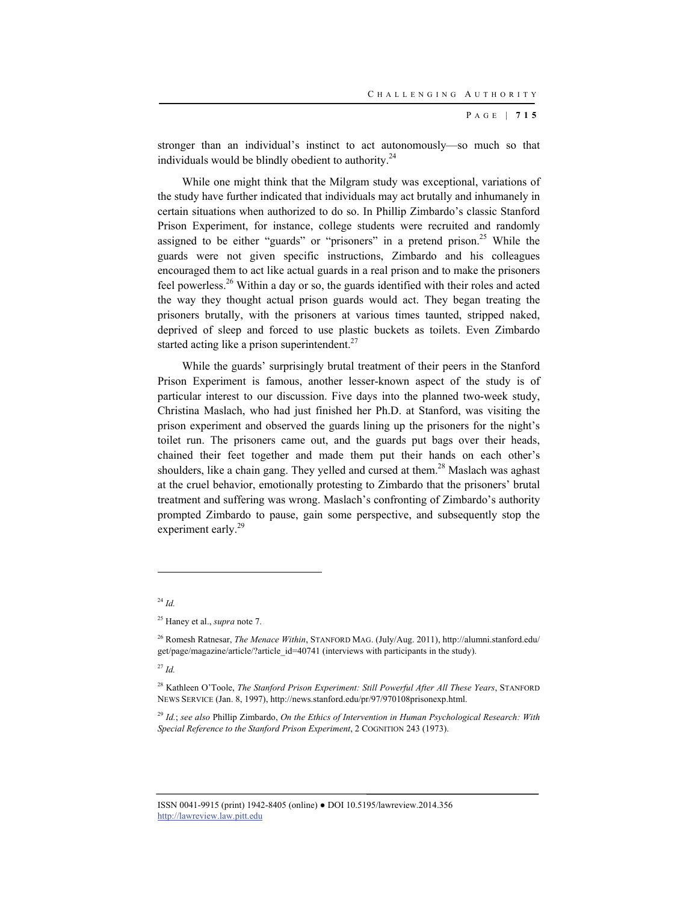stronger than an individual's instinct to act autonomously—so much so that individuals would be blindly obedient to authority.[24]

While one might think that the Milgram study was exceptional, variations of the study have further indicated that individuals may act brutally and inhumanely in certain situations when authorized to do so. In Phillip Zimbardo's classic Stanford Prison Experiment, for instance, college students were recruited and randomly assigned to be either "guards" or "prisoners" in a pretend prison.[25] While the guards were not given specific instructions, Zimbardo and his colleagues encouraged them to act like actual guards in a real prison and to make the prisoners feel powerless.[26] Within a day or so, the guards identified with their roles and acted the way they thought actual prison guards would act. They began treating the prisoners brutally, with the prisoners at various times taunted, stripped naked, deprived of sleep and forced to use plastic buckets as toilets. Even Zimbardo started acting like a prison superintendent.[27]

While the guards' surprisingly brutal treatment of their peers in the Stanford Prison Experiment is famous, another lesser-known aspect of the study is of particular interest to our discussion. Five days into the planned two-week study, Christina Maslach, who had just finished her Ph.D. at Stanford, was visiting the prison experiment and observed the guards lining up the prisoners for the night's toilet run. The prisoners came out, and the guards put bags over their heads, chained their feet together and made them put their hands on each other's shoulders, like a chain gang. They yelled and cursed at them.[28] Maslach was aghast at the cruel behavior, emotionally protesting to Zimbardo that the prisoners' brutal treatment and suffering was wrong. Maslach's confronting of Zimbardo's authority prompted Zimbardo to pause, gain some perspective, and subsequently stop the experiment early.[29]

---

[24] *Id.*

[25] Haney et al., *supra* note 7.

[26] Romesh Ratnesar, *The Menace Within*, STANFORD MAG. (July/Aug. 2011), http://alumni.stanford.edu/get/page/magazine/article/?article_id=40741 (interviews with participants in the study).

[27] *Id.*

[28] Kathleen O'Toole, *The Stanford Prison Experiment: Still Powerful After All These Years*, STANFORD NEWS SERVICE (Jan. 8, 1997), http://news.stanford.edu/pr/97/970108prisonexp.html.

[29] *Id.*; *see also* Phillip Zimbardo, *On the Ethics of Intervention in Human Psychological Research: With Special Reference to the Stanford Prison Experiment*, 2 COGNITION 243 (1973).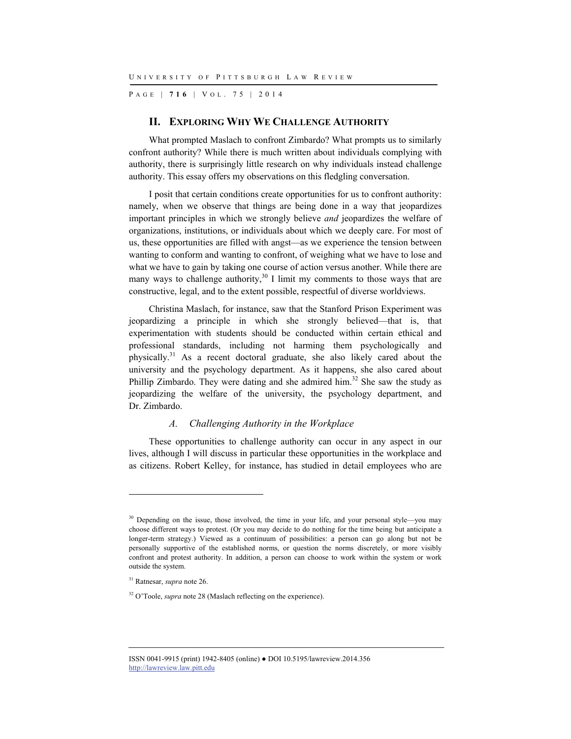## II. EXPLORING WHY WE CHALLENGE AUTHORITY

What prompted Maslach to confront Zimbardo? What prompts us to similarly confront authority? While there is much written about individuals complying with authority, there is surprisingly little research on why individuals instead challenge authority. This essay offers my observations on this fledgling conversation.

I posit that certain conditions create opportunities for us to confront authority: namely, when we observe that things are being done in a way that jeopardizes important principles in which we strongly believe *and* jeopardizes the welfare of organizations, institutions, or individuals about which we deeply care. For most of us, these opportunities are filled with angst—as we experience the tension between wanting to conform and wanting to confront, of weighing what we have to lose and what we have to gain by taking one course of action versus another. While there are many ways to challenge authority,[30] I limit my comments to those ways that are constructive, legal, and to the extent possible, respectful of diverse worldviews.

Christina Maslach, for instance, saw that the Stanford Prison Experiment was jeopardizing a principle in which she strongly believed—that is, that experimentation with students should be conducted within certain ethical and professional standards, including not harming them psychologically and physically.[31] As a recent doctoral graduate, she also likely cared about the university and the psychology department. As it happens, she also cared about Phillip Zimbardo. They were dating and she admired him.[32] She saw the study as jeopardizing the welfare of the university, the psychology department, and Dr. Zimbardo.

### *A. Challenging Authority in the Workplace*

These opportunities to challenge authority can occur in any aspect in our lives, although I will discuss in particular these opportunities in the workplace and as citizens. Robert Kelley, for instance, has studied in detail employees who are

---

[30] Depending on the issue, those involved, the time in your life, and your personal style—you may choose different ways to protest. (Or you may decide to do nothing for the time being but anticipate a longer-term strategy.) Viewed as a continuum of possibilities: a person can go along but not be personally supportive of the established norms, or question the norms discretely, or more visibly confront and protest authority. In addition, a person can choose to work within the system or work outside the system.

[31] Ratnesar, *supra* note 26.

[32] O'Toole, *supra* note 28 (Maslach reflecting on the experience).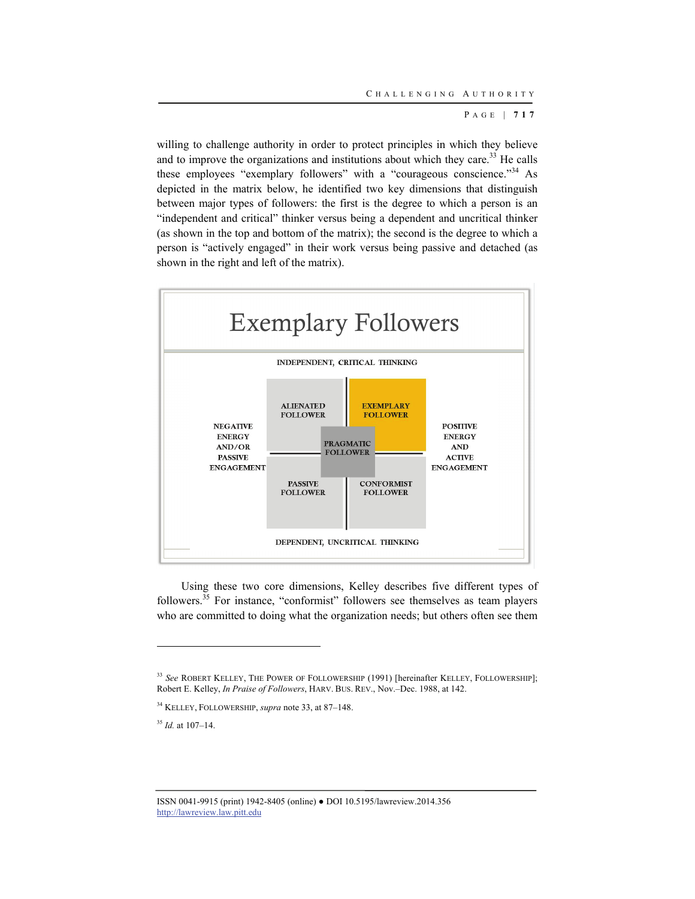willing to challenge authority in order to protect principles in which they believe and to improve the organizations and institutions about which they care.[33] He calls these employees "exemplary followers" with a "courageous conscience."[34] As depicted in the matrix below, he identified two key dimensions that distinguish between major types of followers: the first is the degree to which a person is an "independent and critical" thinker versus being a dependent and uncritical thinker (as shown in the top and bottom of the matrix); the second is the degree to which a person is "actively engaged" in their work versus being passive and detached (as shown in the right and left of the matrix).

**Exemplary Followers**

INDEPENDENT, CRITICAL THINKING

| NEGATIVE ENERGY AND/OR PASSIVE ENGAGEMENT | ALIENATED FOLLOWER | EXEMPLARY FOLLOWER | POSITIVE ENERGY AND ACTIVE ENGAGEMENT |
|---|---|---|---|
| | PRAGMATIC FOLLOWER (center) | | |
| | PASSIVE FOLLOWER | CONFORMIST FOLLOWER | |

DEPENDENT, UNCRITICAL THINKING

Using these two core dimensions, Kelley describes five different types of followers.[35] For instance, "conformist" followers see themselves as team players who are committed to doing what the organization needs; but others often see them

---

[33] *See* ROBERT KELLEY, THE POWER OF FOLLOWERSHIP (1991) [hereinafter KELLEY, FOLLOWERSHIP]; Robert E. Kelley, *In Praise of Followers*, HARV. BUS. REV., Nov.–Dec. 1988, at 142.

[34] KELLEY, FOLLOWERSHIP, *supra* note 33, at 87–148.

[35] *Id.* at 107–14.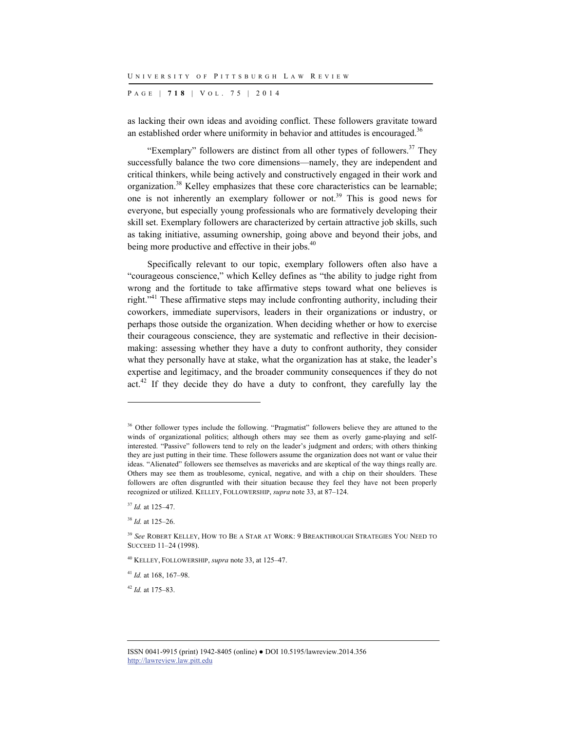as lacking their own ideas and avoiding conflict. These followers gravitate toward an established order where uniformity in behavior and attitudes is encouraged.[36]

"Exemplary" followers are distinct from all other types of followers.[37] They successfully balance the two core dimensions—namely, they are independent and critical thinkers, while being actively and constructively engaged in their work and organization.[38] Kelley emphasizes that these core characteristics can be learnable; one is not inherently an exemplary follower or not.[39] This is good news for everyone, but especially young professionals who are formatively developing their skill set. Exemplary followers are characterized by certain attractive job skills, such as taking initiative, assuming ownership, going above and beyond their jobs, and being more productive and effective in their jobs.[40]

Specifically relevant to our topic, exemplary followers often also have a "courageous conscience," which Kelley defines as "the ability to judge right from wrong and the fortitude to take affirmative steps toward what one believes is right."[41] These affirmative steps may include confronting authority, including their coworkers, immediate supervisors, leaders in their organizations or industry, or perhaps those outside the organization. When deciding whether or how to exercise their courageous conscience, they are systematic and reflective in their decision-making: assessing whether they have a duty to confront authority, they consider what they personally have at stake, what the organization has at stake, the leader's expertise and legitimacy, and the broader community consequences if they do not act.[42] If they decide they do have a duty to confront, they carefully lay the

---

[36] Other follower types include the following. "Pragmatist" followers believe they are attuned to the winds of organizational politics; although others may see them as overly game-playing and self-interested. "Passive" followers tend to rely on the leader's judgment and orders; with others thinking they are just putting in their time. These followers assume the organization does not want or value their ideas. "Alienated" followers see themselves as mavericks and are skeptical of the way things really are. Others may see them as troublesome, cynical, negative, and with a chip on their shoulders. These followers are often disgruntled with their situation because they feel they have not been properly recognized or utilized. KELLEY, FOLLOWERSHIP, *supra* note 33, at 87–124.

[37] *Id.* at 125–47.

[38] *Id.* at 125–26.

[39] *See* ROBERT KELLEY, HOW TO BE A STAR AT WORK: 9 BREAKTHROUGH STRATEGIES YOU NEED TO SUCCEED 11–24 (1998).

[40] KELLEY, FOLLOWERSHIP, *supra* note 33, at 125–47.

[41] *Id.* at 168, 167–98.

[42] *Id.* at 175–83.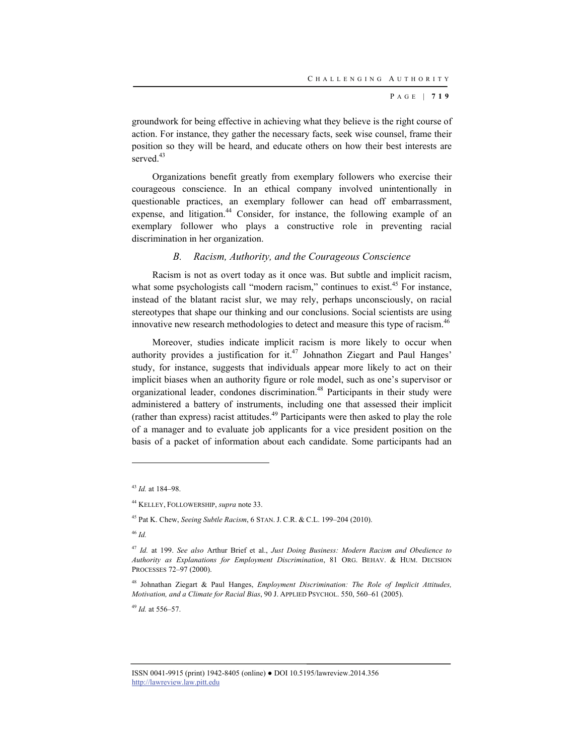groundwork for being effective in achieving what they believe is the right course of action. For instance, they gather the necessary facts, seek wise counsel, frame their position so they will be heard, and educate others on how their best interests are served.[43]

Organizations benefit greatly from exemplary followers who exercise their courageous conscience. In an ethical company involved unintentionally in questionable practices, an exemplary follower can head off embarrassment, expense, and litigation.[44] Consider, for instance, the following example of an exemplary follower who plays a constructive role in preventing racial discrimination in her organization.

### *B. Racism, Authority, and the Courageous Conscience*

Racism is not as overt today as it once was. But subtle and implicit racism, what some psychologists call "modern racism," continues to exist.[45] For instance, instead of the blatant racist slur, we may rely, perhaps unconsciously, on racial stereotypes that shape our thinking and our conclusions. Social scientists are using innovative new research methodologies to detect and measure this type of racism.[46]

Moreover, studies indicate implicit racism is more likely to occur when authority provides a justification for it.[47] Johnathon Ziegart and Paul Hanges' study, for instance, suggests that individuals appear more likely to act on their implicit biases when an authority figure or role model, such as one's supervisor or organizational leader, condones discrimination.[48] Participants in their study were administered a battery of instruments, including one that assessed their implicit (rather than express) racist attitudes.[49] Participants were then asked to play the role of a manager and to evaluate job applicants for a vice president position on the basis of a packet of information about each candidate. Some participants had an

---

[43] *Id.* at 184–98.

[44] KELLEY, FOLLOWERSHIP, *supra* note 33.

[45] Pat K. Chew, *Seeing Subtle Racism*, 6 STAN. J. C.R. & C.L. 199–204 (2010).

[46] *Id.*

[47] *Id.* at 199. *See also* Arthur Brief et al., *Just Doing Business: Modern Racism and Obedience to Authority as Explanations for Employment Discrimination*, 81 ORG. BEHAV. & HUM. DECISION PROCESSES 72–97 (2000).

[48] Johnathan Ziegart & Paul Hanges, *Employment Discrimination: The Role of Implicit Attitudes, Motivation, and a Climate for Racial Bias*, 90 J. APPLIED PSYCHOL. 550, 560–61 (2005).

[49] *Id.* at 556–57.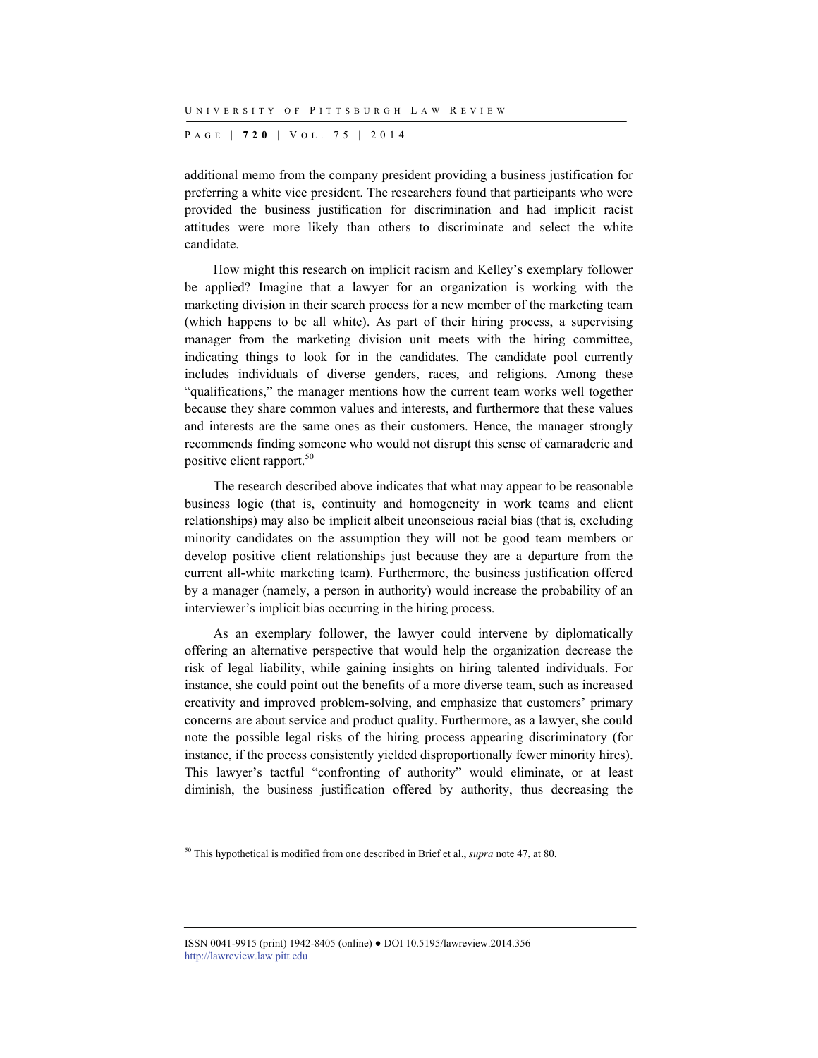additional memo from the company president providing a business justification for preferring a white vice president. The researchers found that participants who were provided the business justification for discrimination and had implicit racist attitudes were more likely than others to discriminate and select the white candidate.

How might this research on implicit racism and Kelley's exemplary follower be applied? Imagine that a lawyer for an organization is working with the marketing division in their search process for a new member of the marketing team (which happens to be all white). As part of their hiring process, a supervising manager from the marketing division unit meets with the hiring committee, indicating things to look for in the candidates. The candidate pool currently includes individuals of diverse genders, races, and religions. Among these "qualifications," the manager mentions how the current team works well together because they share common values and interests, and furthermore that these values and interests are the same ones as their customers. Hence, the manager strongly recommends finding someone who would not disrupt this sense of camaraderie and positive client rapport.[50]

The research described above indicates that what may appear to be reasonable business logic (that is, continuity and homogeneity in work teams and client relationships) may also be implicit albeit unconscious racial bias (that is, excluding minority candidates on the assumption they will not be good team members or develop positive client relationships just because they are a departure from the current all-white marketing team). Furthermore, the business justification offered by a manager (namely, a person in authority) would increase the probability of an interviewer's implicit bias occurring in the hiring process.

As an exemplary follower, the lawyer could intervene by diplomatically offering an alternative perspective that would help the organization decrease the risk of legal liability, while gaining insights on hiring talented individuals. For instance, she could point out the benefits of a more diverse team, such as increased creativity and improved problem-solving, and emphasize that customers' primary concerns are about service and product quality. Furthermore, as a lawyer, she could note the possible legal risks of the hiring process appearing discriminatory (for instance, if the process consistently yielded disproportionally fewer minority hires). This lawyer's tactful "confronting of authority" would eliminate, or at least diminish, the business justification offered by authority, thus decreasing the

---

[50] This hypothetical is modified from one described in Brief et al., *supra* note 47, at 80.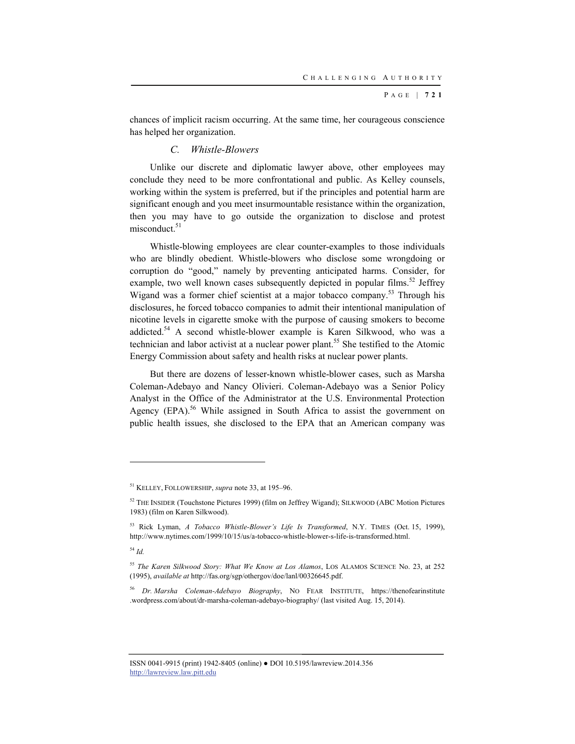chances of implicit racism occurring. At the same time, her courageous conscience has helped her organization.

### C. *Whistle-Blowers*

Unlike our discrete and diplomatic lawyer above, other employees may conclude they need to be more confrontational and public. As Kelley counsels, working within the system is preferred, but if the principles and potential harm are significant enough and you meet insurmountable resistance within the organization, then you may have to go outside the organization to disclose and protest misconduct.[51]

Whistle-blowing employees are clear counter-examples to those individuals who are blindly obedient. Whistle-blowers who disclose some wrongdoing or corruption do "good," namely by preventing anticipated harms. Consider, for example, two well known cases subsequently depicted in popular films.[52] Jeffrey Wigand was a former chief scientist at a major tobacco company.[53] Through his disclosures, he forced tobacco companies to admit their intentional manipulation of nicotine levels in cigarette smoke with the purpose of causing smokers to become addicted.[54] A second whistle-blower example is Karen Silkwood, who was a technician and labor activist at a nuclear power plant.[55] She testified to the Atomic Energy Commission about safety and health risks at nuclear power plants.

But there are dozens of lesser-known whistle-blower cases, such as Marsha Coleman-Adebayo and Nancy Olivieri. Coleman-Adebayo was a Senior Policy Analyst in the Office of the Administrator at the U.S. Environmental Protection Agency (EPA).[56] While assigned in South Africa to assist the government on public health issues, she disclosed to the EPA that an American company was

---

[51] KELLEY, FOLLOWERSHIP, *supra* note 33, at 195–96.

[52] THE INSIDER (Touchstone Pictures 1999) (film on Jeffrey Wigand); SILKWOOD (ABC Motion Pictures 1983) (film on Karen Silkwood).

[53] Rick Lyman, *A Tobacco Whistle-Blower's Life Is Transformed*, N.Y. TIMES (Oct. 15, 1999), http://www.nytimes.com/1999/10/15/us/a-tobacco-whistle-blower-s-life-is-transformed.html.

[54] *Id.*

[55] *The Karen Silkwood Story: What We Know at Los Alamos*, LOS ALAMOS SCIENCE No. 23, at 252 (1995), *available at* http://fas.org/sgp/othergov/doe/lanl/00326645.pdf.

[56] *Dr. Marsha Coleman-Adebayo Biography*, NO FEAR INSTITUTE, https://thenofearinstitute.wordpress.com/about/dr-marsha-coleman-adebayo-biography/ (last visited Aug. 15, 2014).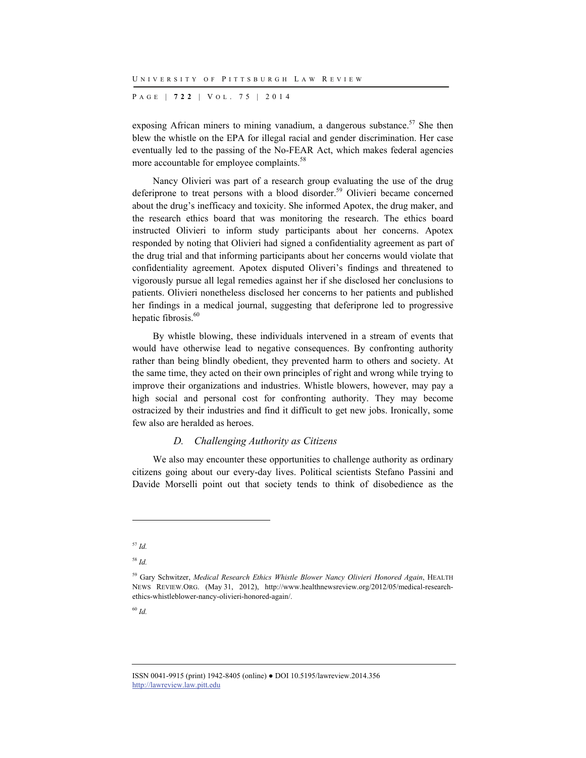exposing African miners to mining vanadium, a dangerous substance.[57] She then blew the whistle on the EPA for illegal racial and gender discrimination. Her case eventually led to the passing of the No-FEAR Act, which makes federal agencies more accountable for employee complaints.[58]

Nancy Olivieri was part of a research group evaluating the use of the drug deferiprone to treat persons with a blood disorder.[59] Olivieri became concerned about the drug's inefficacy and toxicity. She informed Apotex, the drug maker, and the research ethics board that was monitoring the research. The ethics board instructed Olivieri to inform study participants about her concerns. Apotex responded by noting that Olivieri had signed a confidentiality agreement as part of the drug trial and that informing participants about her concerns would violate that confidentiality agreement. Apotex disputed Oliveri's findings and threatened to vigorously pursue all legal remedies against her if she disclosed her conclusions to patients. Olivieri nonetheless disclosed her concerns to her patients and published her findings in a medical journal, suggesting that deferiprone led to progressive hepatic fibrosis.[60]

By whistle blowing, these individuals intervened in a stream of events that would have otherwise lead to negative consequences. By confronting authority rather than being blindly obedient, they prevented harm to others and society. At the same time, they acted on their own principles of right and wrong while trying to improve their organizations and industries. Whistle blowers, however, may pay a high social and personal cost for confronting authority. They may become ostracized by their industries and find it difficult to get new jobs. Ironically, some few also are heralded as heroes.

### *D. Challenging Authority as Citizens*

We also may encounter these opportunities to challenge authority as ordinary citizens going about our every-day lives. Political scientists Stefano Passini and Davide Morselli point out that society tends to think of disobedience as the

---

[57] *Id.*

[58] *Id.*

[59] Gary Schwitzer, *Medical Research Ethics Whistle Blower Nancy Olivieri Honored Again*, HEALTH NEWS REVIEW.ORG. (May 31, 2012), http://www.healthnewsreview.org/2012/05/medical-research-ethics-whistleblower-nancy-olivieri-honored-again/.

[60] *Id.*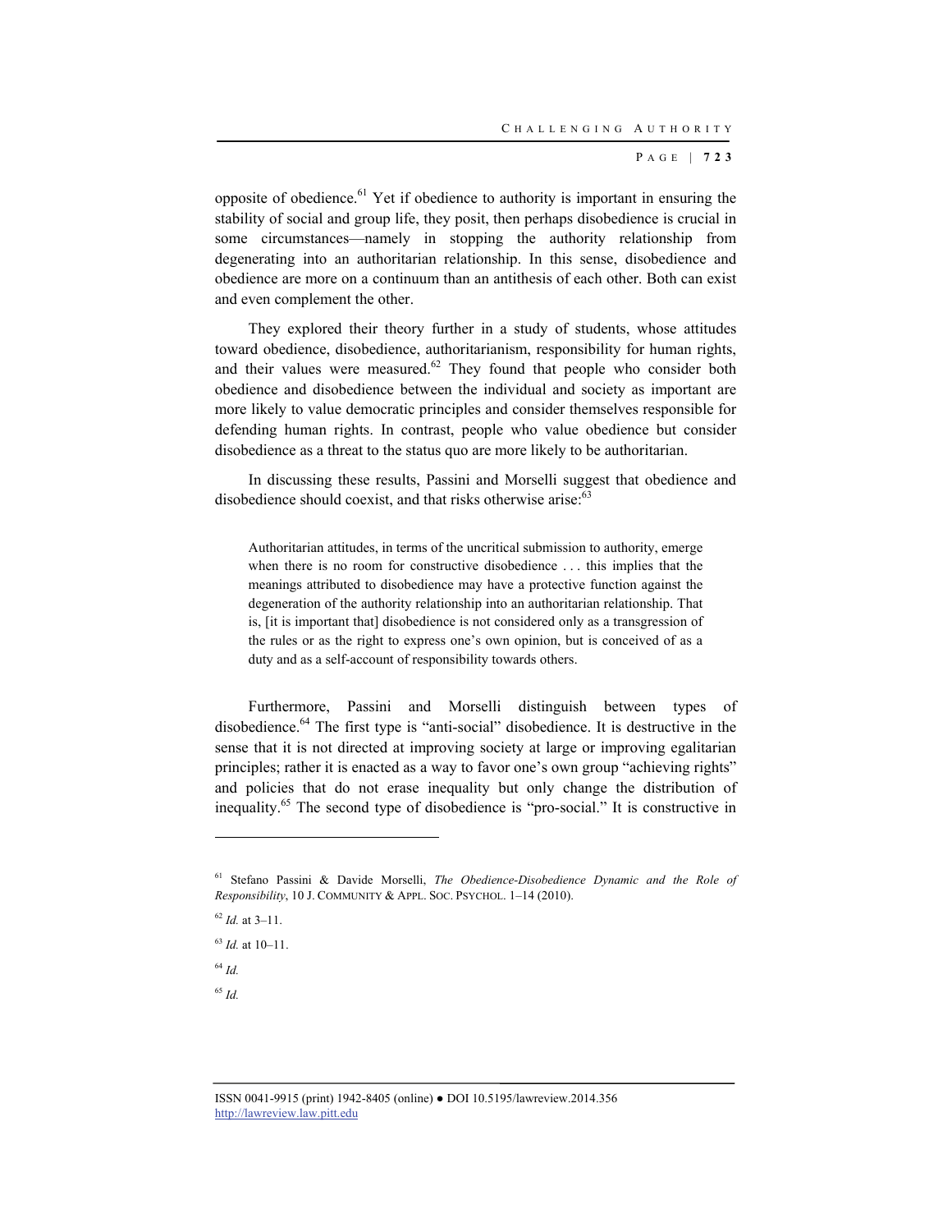opposite of obedience.[61] Yet if obedience to authority is important in ensuring the stability of social and group life, they posit, then perhaps disobedience is crucial in some circumstances—namely in stopping the authority relationship from degenerating into an authoritarian relationship. In this sense, disobedience and obedience are more on a continuum than an antithesis of each other. Both can exist and even complement the other.

They explored their theory further in a study of students, whose attitudes toward obedience, disobedience, authoritarianism, responsibility for human rights, and their values were measured.[62] They found that people who consider both obedience and disobedience between the individual and society as important are more likely to value democratic principles and consider themselves responsible for defending human rights. In contrast, people who value obedience but consider disobedience as a threat to the status quo are more likely to be authoritarian.

In discussing these results, Passini and Morselli suggest that obedience and disobedience should coexist, and that risks otherwise arise:[63]

> Authoritarian attitudes, in terms of the uncritical submission to authority, emerge when there is no room for constructive disobedience . . . this implies that the meanings attributed to disobedience may have a protective function against the degeneration of the authority relationship into an authoritarian relationship. That is, [it is important that] disobedience is not considered only as a transgression of the rules or as the right to express one's own opinion, but is conceived of as a duty and as a self-account of responsibility towards others.

Furthermore, Passini and Morselli distinguish between types of disobedience.[64] The first type is "anti-social" disobedience. It is destructive in the sense that it is not directed at improving society at large or improving egalitarian principles; rather it is enacted as a way to favor one's own group "achieving rights" and policies that do not erase inequality but only change the distribution of inequality.[65] The second type of disobedience is "pro-social." It is constructive in

---

[61] Stefano Passini & Davide Morselli, *The Obedience-Disobedience Dynamic and the Role of Responsibility*, 10 J. COMMUNITY & APPL. SOC. PSYCHOL. 1–14 (2010).

[62] *Id.* at 3–11.

[63] *Id.* at 10–11.

[64] *Id.*

[65] *Id.*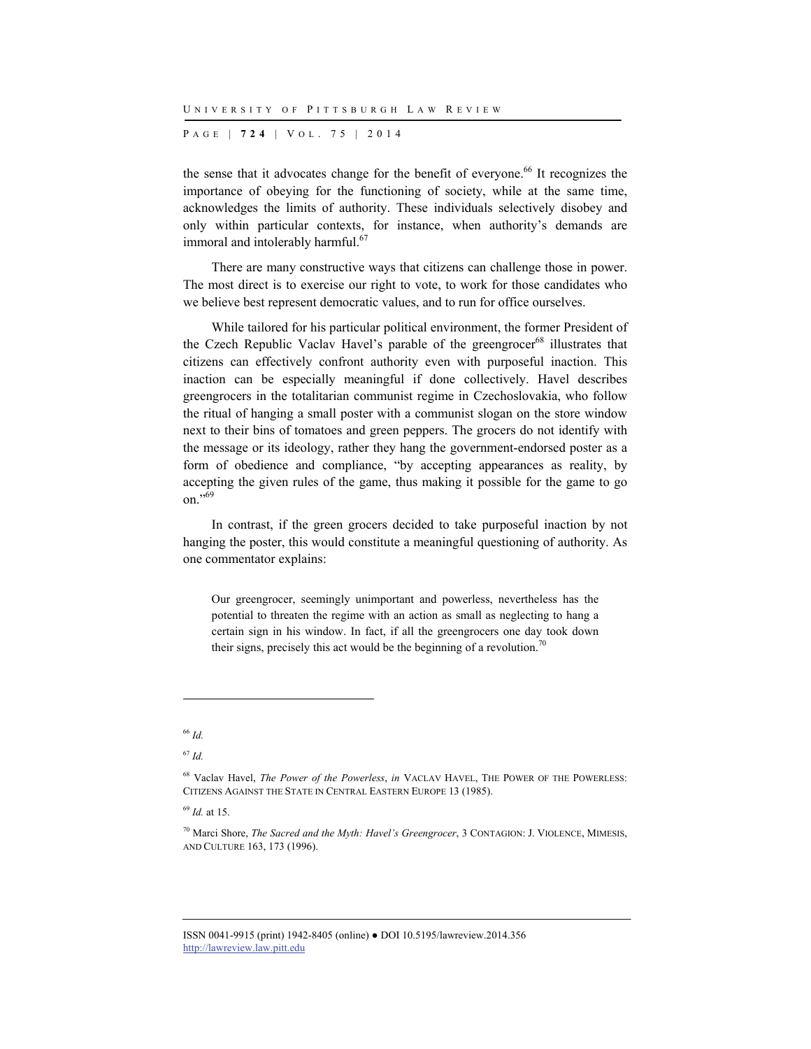the sense that it advocates change for the benefit of everyone.[66] It recognizes the importance of obeying for the functioning of society, while at the same time, acknowledges the limits of authority. These individuals selectively disobey and only within particular contexts, for instance, when authority's demands are immoral and intolerably harmful.[67]

There are many constructive ways that citizens can challenge those in power. The most direct is to exercise our right to vote, to work for those candidates who we believe best represent democratic values, and to run for office ourselves.

While tailored for his particular political environment, the former President of the Czech Republic Vaclav Havel's parable of the greengrocer[68] illustrates that citizens can effectively confront authority even with purposeful inaction. This inaction can be especially meaningful if done collectively. Havel describes greengrocers in the totalitarian communist regime in Czechoslovakia, who follow the ritual of hanging a small poster with a communist slogan on the store window next to their bins of tomatoes and green peppers. The grocers do not identify with the message or its ideology, rather they hang the government-endorsed poster as a form of obedience and compliance, "by accepting appearances as reality, by accepting the given rules of the game, thus making it possible for the game to go on."[69]

In contrast, if the green grocers decided to take purposeful inaction by not hanging the poster, this would constitute a meaningful questioning of authority. As one commentator explains:

> Our greengrocer, seemingly unimportant and powerless, nevertheless has the potential to threaten the regime with an action as small as neglecting to hang a certain sign in his window. In fact, if all the greengrocers one day took down their signs, precisely this act would be the beginning of a revolution.[70]

---

[66] *Id.*

[67] *Id.*

[68] Vaclav Havel, *The Power of the Powerless*, *in* VACLAV HAVEL, THE POWER OF THE POWERLESS: CITIZENS AGAINST THE STATE IN CENTRAL EASTERN EUROPE 13 (1985).

[69] *Id.* at 15.

[70] Marci Shore, *The Sacred and the Myth: Havel's Greengrocer*, 3 CONTAGION: J. VIOLENCE, MIMESIS, AND CULTURE 163, 173 (1996).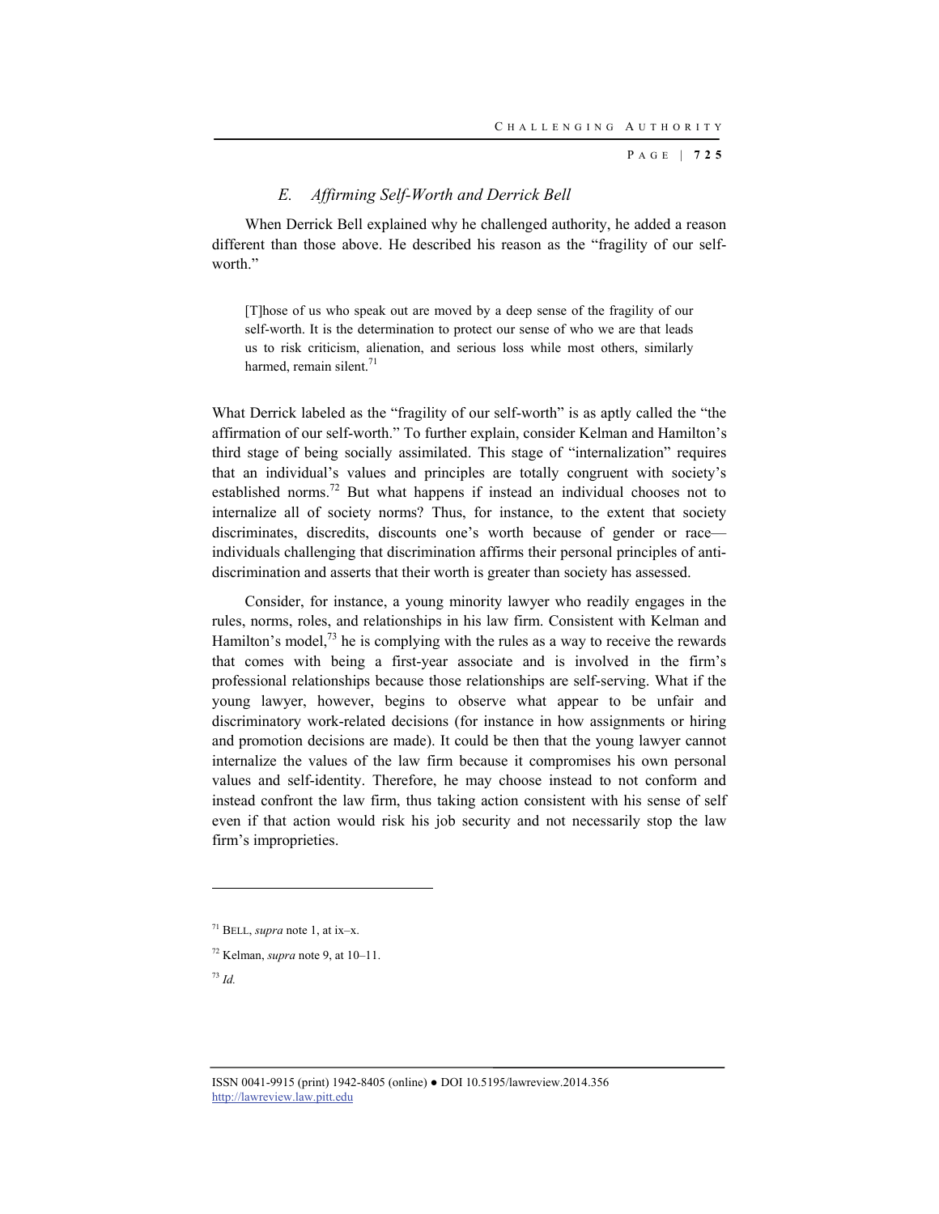### *E. Affirming Self-Worth and Derrick Bell*

When Derrick Bell explained why he challenged authority, he added a reason different than those above. He described his reason as the "fragility of our self-worth."

> [T]hose of us who speak out are moved by a deep sense of the fragility of our self-worth. It is the determination to protect our sense of who we are that leads us to risk criticism, alienation, and serious loss while most others, similarly harmed, remain silent.[71]

What Derrick labeled as the "fragility of our self-worth" is as aptly called the "the affirmation of our self-worth." To further explain, consider Kelman and Hamilton's third stage of being socially assimilated. This stage of "internalization" requires that an individual's values and principles are totally congruent with society's established norms.[72] But what happens if instead an individual chooses not to internalize all of society norms? Thus, for instance, to the extent that society discriminates, discredits, discounts one's worth because of gender or race—individuals challenging that discrimination affirms their personal principles of anti-discrimination and asserts that their worth is greater than society has assessed.

Consider, for instance, a young minority lawyer who readily engages in the rules, norms, roles, and relationships in his law firm. Consistent with Kelman and Hamilton's model,[73] he is complying with the rules as a way to receive the rewards that comes with being a first-year associate and is involved in the firm's professional relationships because those relationships are self-serving. What if the young lawyer, however, begins to observe what appear to be unfair and discriminatory work-related decisions (for instance in how assignments or hiring and promotion decisions are made). It could be then that the young lawyer cannot internalize the values of the law firm because it compromises his own personal values and self-identity. Therefore, he may choose instead to not conform and instead confront the law firm, thus taking action consistent with his sense of self even if that action would risk his job security and not necessarily stop the law firm's improprieties.

---

[71] BELL, *supra* note 1, at ix–x.

[72] Kelman, *supra* note 9, at 10–11.

[73] *Id.*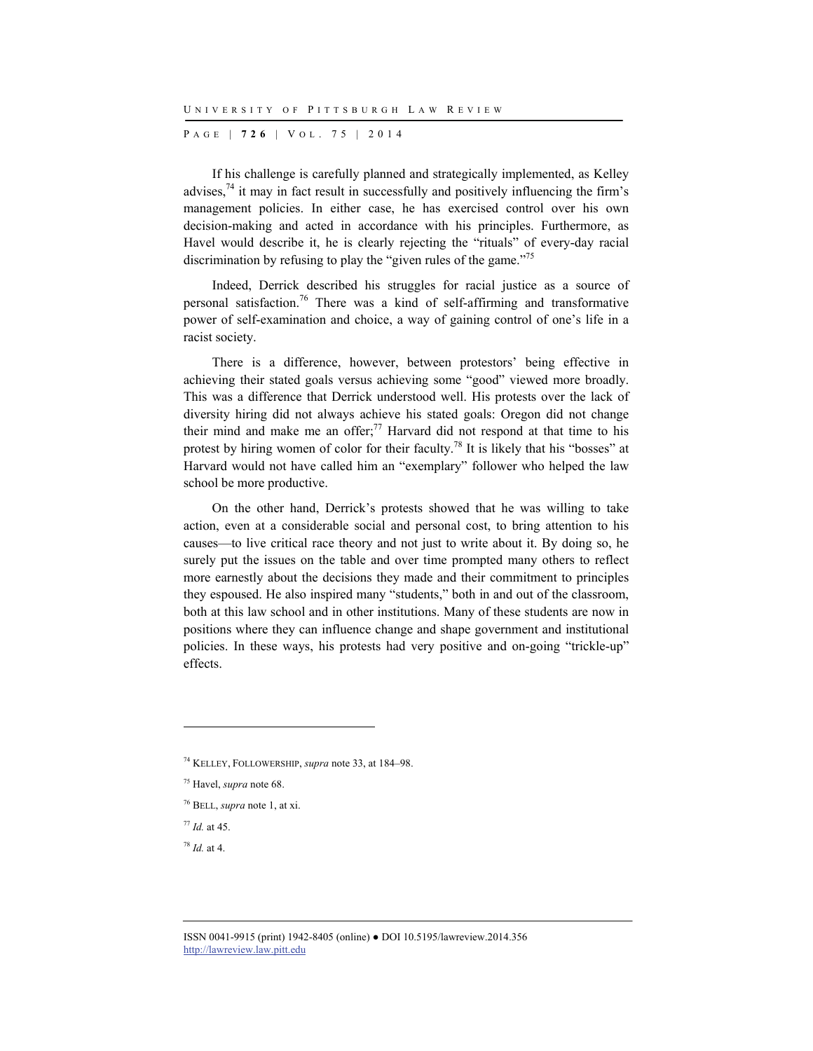If his challenge is carefully planned and strategically implemented, as Kelley advises,[74] it may in fact result in successfully and positively influencing the firm's management policies. In either case, he has exercised control over his own decision-making and acted in accordance with his principles. Furthermore, as Havel would describe it, he is clearly rejecting the "rituals" of every-day racial discrimination by refusing to play the "given rules of the game."[75]

Indeed, Derrick described his struggles for racial justice as a source of personal satisfaction.[76] There was a kind of self-affirming and transformative power of self-examination and choice, a way of gaining control of one's life in a racist society.

There is a difference, however, between protestors' being effective in achieving their stated goals versus achieving some "good" viewed more broadly. This was a difference that Derrick understood well. His protests over the lack of diversity hiring did not always achieve his stated goals: Oregon did not change their mind and make me an offer;[77] Harvard did not respond at that time to his protest by hiring women of color for their faculty.[78] It is likely that his "bosses" at Harvard would not have called him an "exemplary" follower who helped the law school be more productive.

On the other hand, Derrick's protests showed that he was willing to take action, even at a considerable social and personal cost, to bring attention to his causes—to live critical race theory and not just to write about it. By doing so, he surely put the issues on the table and over time prompted many others to reflect more earnestly about the decisions they made and their commitment to principles they espoused. He also inspired many "students," both in and out of the classroom, both at this law school and in other institutions. Many of these students are now in positions where they can influence change and shape government and institutional policies. In these ways, his protests had very positive and on-going "trickle-up" effects.

---

[74] KELLEY, FOLLOWERSHIP, *supra* note 33, at 184–98.

[75] Havel, *supra* note 68.

[76] BELL, *supra* note 1, at xi.

[77] *Id.* at 45.

[78] *Id.* at 4.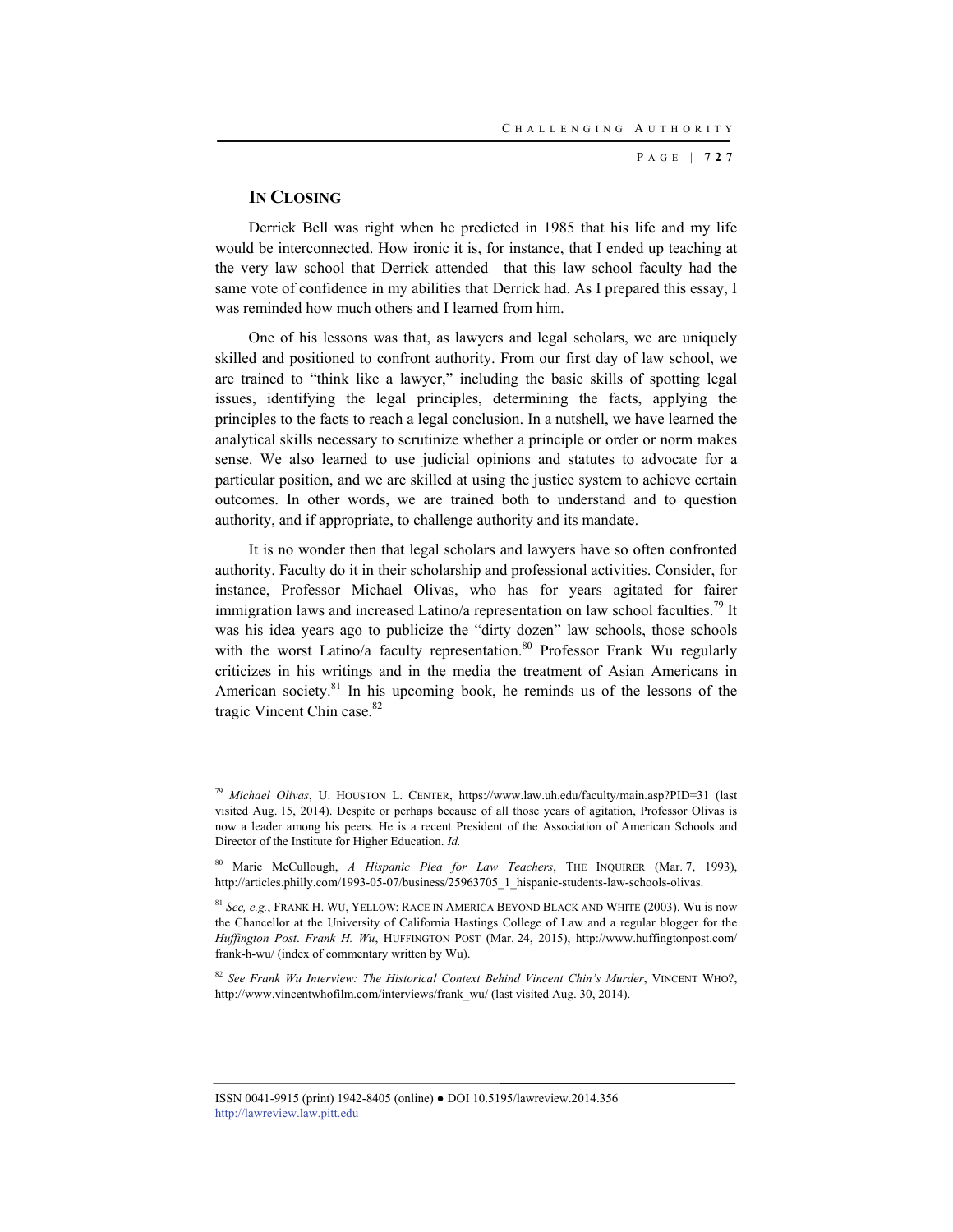## IN CLOSING

Derrick Bell was right when he predicted in 1985 that his life and my life would be interconnected. How ironic it is, for instance, that I ended up teaching at the very law school that Derrick attended—that this law school faculty had the same vote of confidence in my abilities that Derrick had. As I prepared this essay, I was reminded how much others and I learned from him.

One of his lessons was that, as lawyers and legal scholars, we are uniquely skilled and positioned to confront authority. From our first day of law school, we are trained to "think like a lawyer," including the basic skills of spotting legal issues, identifying the legal principles, determining the facts, applying the principles to the facts to reach a legal conclusion. In a nutshell, we have learned the analytical skills necessary to scrutinize whether a principle or order or norm makes sense. We also learned to use judicial opinions and statutes to advocate for a particular position, and we are skilled at using the justice system to achieve certain outcomes. In other words, we are trained both to understand and to question authority, and if appropriate, to challenge authority and its mandate.

It is no wonder then that legal scholars and lawyers have so often confronted authority. Faculty do it in their scholarship and professional activities. Consider, for instance, Professor Michael Olivas, who has for years agitated for fairer immigration laws and increased Latino/a representation on law school faculties.[79] It was his idea years ago to publicize the "dirty dozen" law schools, those schools with the worst Latino/a faculty representation.[80] Professor Frank Wu regularly criticizes in his writings and in the media the treatment of Asian Americans in American society.[81] In his upcoming book, he reminds us of the lessons of the tragic Vincent Chin case.[82]

---

[79] *Michael Olivas*, U. HOUSTON L. CENTER, https://www.law.uh.edu/faculty/main.asp?PID=31 (last visited Aug. 15, 2014). Despite or perhaps because of all those years of agitation, Professor Olivas is now a leader among his peers. He is a recent President of the Association of American Schools and Director of the Institute for Higher Education. *Id.*

[80] Marie McCullough, *A Hispanic Plea for Law Teachers*, THE INQUIRER (Mar. 7, 1993), http://articles.philly.com/1993-05-07/business/25963705_1_hispanic-students-law-schools-olivas.

[81] *See, e.g.*, FRANK H. WU, YELLOW: RACE IN AMERICA BEYOND BLACK AND WHITE (2003). Wu is now the Chancellor at the University of California Hastings College of Law and a regular blogger for the *Huffington Post*. *Frank H. Wu*, HUFFINGTON POST (Mar. 24, 2015), http://www.huffingtonpost.com/frank-h-wu/ (index of commentary written by Wu).

[82] *See Frank Wu Interview: The Historical Context Behind Vincent Chin's Murder*, VINCENT WHO?, http://www.vincentwhofilm.com/interviews/frank_wu/ (last visited Aug. 30, 2014).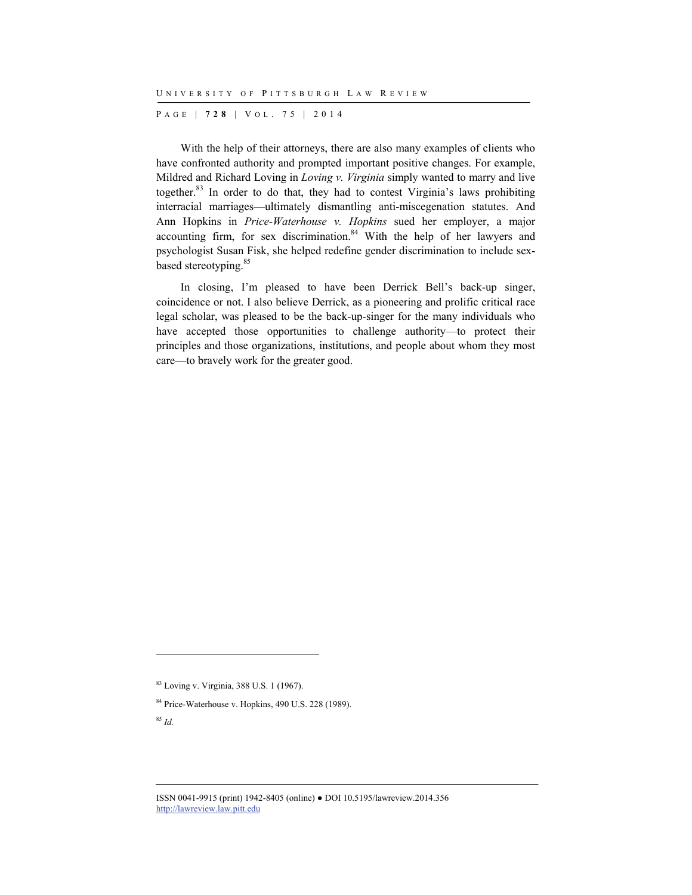With the help of their attorneys, there are also many examples of clients who have confronted authority and prompted important positive changes. For example, Mildred and Richard Loving in *Loving v. Virginia* simply wanted to marry and live together.[83] In order to do that, they had to contest Virginia's laws prohibiting interracial marriages—ultimately dismantling anti-miscegenation statutes. And Ann Hopkins in *Price-Waterhouse v. Hopkins* sued her employer, a major accounting firm, for sex discrimination.[84] With the help of her lawyers and psychologist Susan Fisk, she helped redefine gender discrimination to include sex-based stereotyping.[85]

In closing, I'm pleased to have been Derrick Bell's back-up singer, coincidence or not. I also believe Derrick, as a pioneering and prolific critical race legal scholar, was pleased to be the back-up-singer for the many individuals who have accepted those opportunities to challenge authority—to protect their principles and those organizations, institutions, and people about whom they most care—to bravely work for the greater good.

---

[83] Loving v. Virginia, 388 U.S. 1 (1967).

[84] Price-Waterhouse v. Hopkins, 490 U.S. 228 (1989).

[85] *Id.*